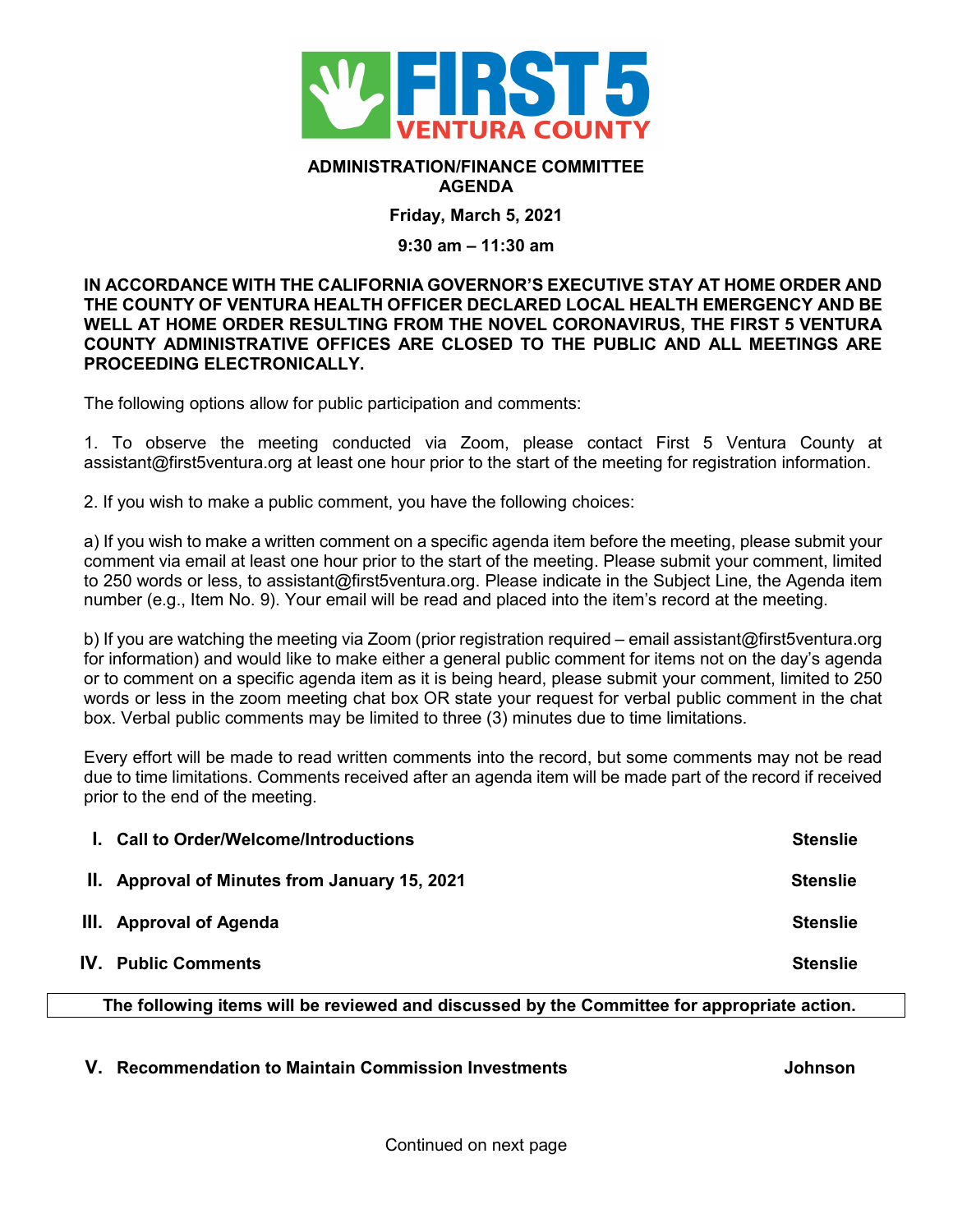FIRST 5 VENTURA COUNTY

**ADMINISTRATION/FINANCE COMMITTEE**
**AGENDA**

**Friday, March 5, 2021**

**9:30 am – 11:30 am**

**IN ACCORDANCE WITH THE CALIFORNIA GOVERNOR'S EXECUTIVE STAY AT HOME ORDER AND THE COUNTY OF VENTURA HEALTH OFFICER DECLARED LOCAL HEALTH EMERGENCY AND BE WELL AT HOME ORDER RESULTING FROM THE NOVEL CORONAVIRUS, THE FIRST 5 VENTURA COUNTY ADMINISTRATIVE OFFICES ARE CLOSED TO THE PUBLIC AND ALL MEETINGS ARE PROCEEDING ELECTRONICALLY.**

The following options allow for public participation and comments:

1. To observe the meeting conducted via Zoom, please contact First 5 Ventura County at assistant@first5ventura.org at least one hour prior to the start of the meeting for registration information.

2. If you wish to make a public comment, you have the following choices:

a) If you wish to make a written comment on a specific agenda item before the meeting, please submit your comment via email at least one hour prior to the start of the meeting. Please submit your comment, limited to 250 words or less, to assistant@first5ventura.org. Please indicate in the Subject Line, the Agenda item number (e.g., Item No. 9). Your email will be read and placed into the item's record at the meeting.

b) If you are watching the meeting via Zoom (prior registration required – email assistant@first5ventura.org for information) and would like to make either a general public comment for items not on the day's agenda or to comment on a specific agenda item as it is being heard, please submit your comment, limited to 250 words or less in the zoom meeting chat box OR state your request for verbal public comment in the chat box. Verbal public comments may be limited to three (3) minutes due to time limitations.

Every effort will be made to read written comments into the record, but some comments may not be read due to time limitations. Comments received after an agenda item will be made part of the record if received prior to the end of the meeting.

| | | |
|---|---|---|
| **I.** | **Call to Order/Welcome/Introductions** | **Stenslie** |
| **II.** | **Approval of Minutes from January 15, 2021** | **Stenslie** |
| **III.** | **Approval of Agenda** | **Stenslie** |
| **IV.** | **Public Comments** | **Stenslie** |

**The following items will be reviewed and discussed by the Committee for appropriate action.**

| | | |
|---|---|---|
| **V.** | **Recommendation to Maintain Commission Investments** | **Johnson** |

Continued on next page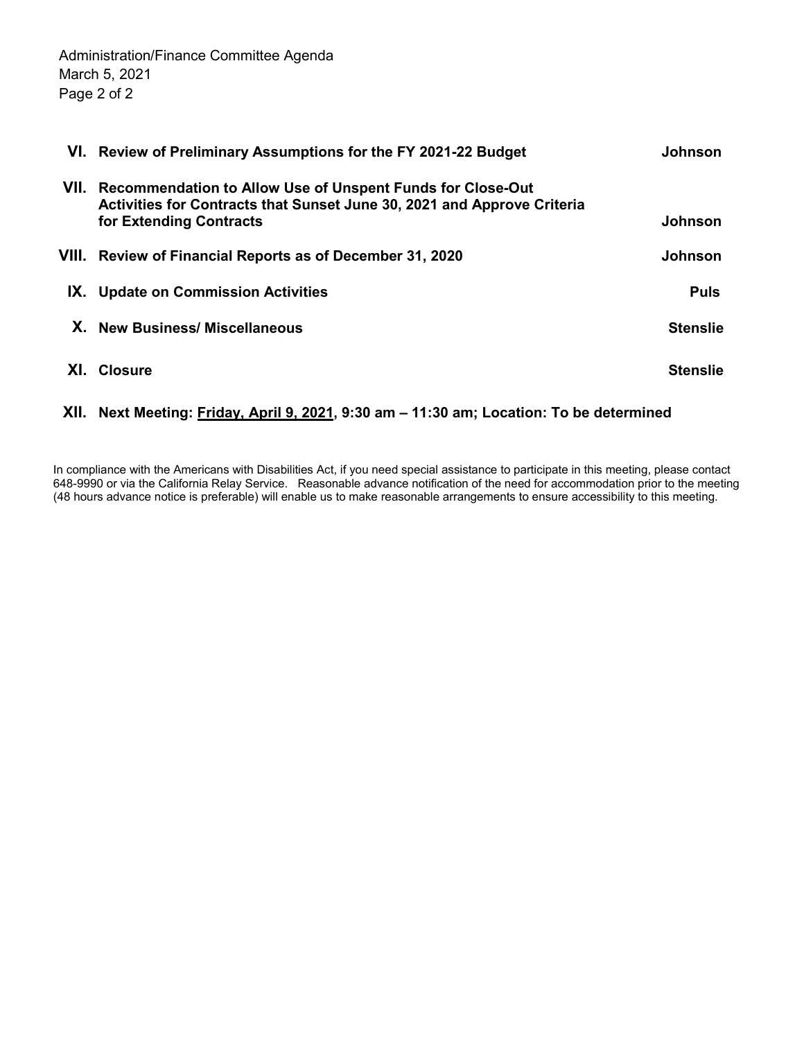| | | |
|---|---|---|
| **VI.** | **Review of Preliminary Assumptions for the FY 2021-22 Budget** | **Johnson** |
| **VII.** | **Recommendation to Allow Use of Unspent Funds for Close-Out Activities for Contracts that Sunset June 30, 2021 and Approve Criteria for Extending Contracts** | **Johnson** |
| **VIII.** | **Review of Financial Reports as of December 31, 2020** | **Johnson** |
| **IX.** | **Update on Commission Activities** | **Puls** |
| **X.** | **New Business/ Miscellaneous** | **Stenslie** |
| **XI.** | **Closure** | **Stenslie** |

**XII. Next Meeting: Friday, April 9, 2021, 9:30 am – 11:30 am; Location: To be determined**

In compliance with the Americans with Disabilities Act, if you need special assistance to participate in this meeting, please contact 648-9990 or via the California Relay Service. Reasonable advance notification of the need for accommodation prior to the meeting (48 hours advance notice is preferable) will enable us to make reasonable arrangements to ensure accessibility to this meeting.